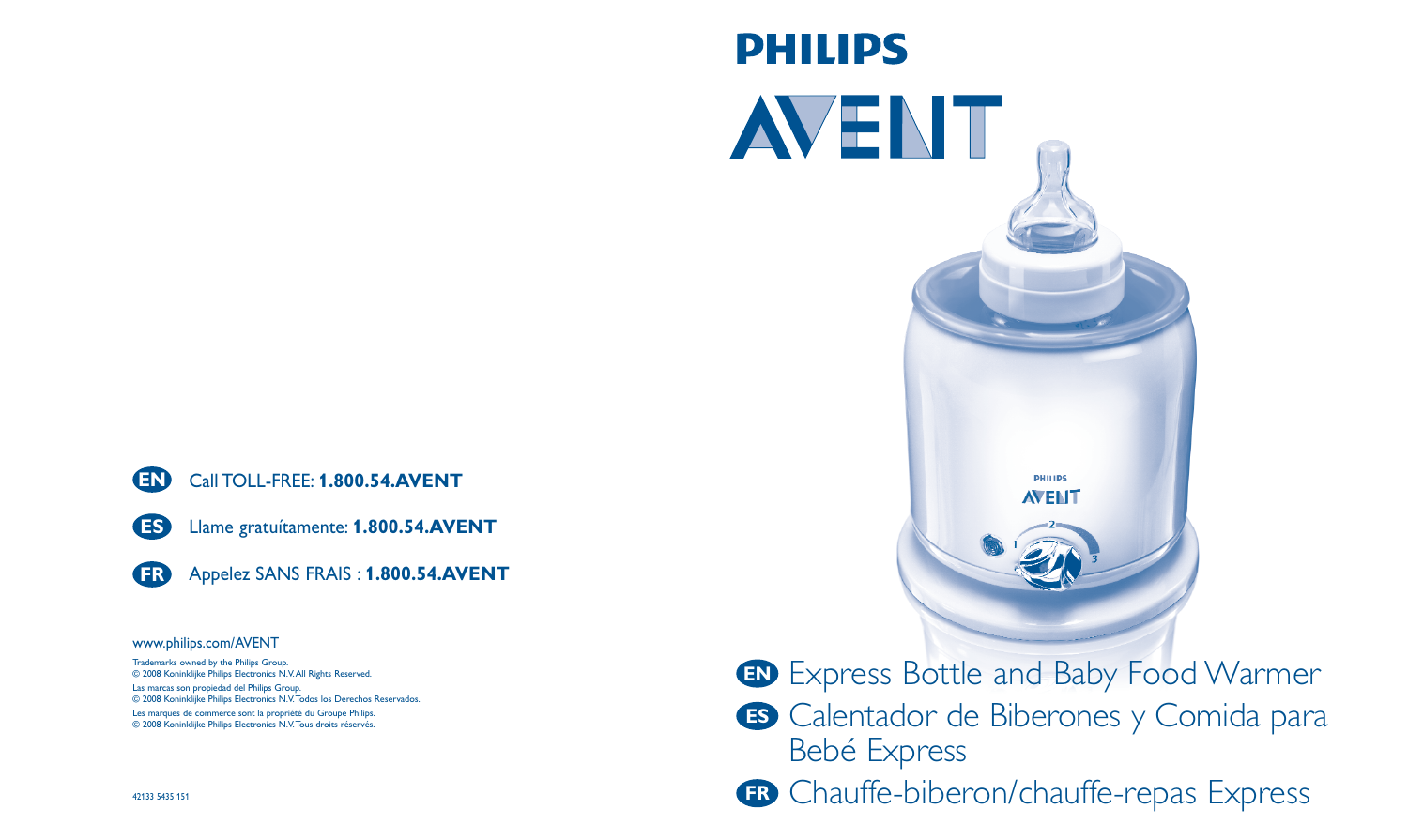# PHILIPS AVENT

**EN** Express Bottle and Baby Food Warmer

**ES** Calentador de Biberones y Comida para Bebé Express

**FR** Chauffe-biberon/chauffe-repas Express

**EN** Call TOLL-FREE: **1.800.54.AVENT**

**ES** Llame gratuítamente: **1.800.54.AVENT**

**FR** Appelez SANS FRAIS : **1.800.54.AVENT**

www.philips.com/AVENT

Trademarks owned by the Philips Group.
© 2008 Koninklijke Philips Electronics N.V. All Rights Reserved.

Las marcas son propiedad del Philips Group.
© 2008 Koninklijke Philips Electronics N.V. Todos los Derechos Reservados.

Les marques de commerce sont la propriété du Groupe Philips.
© 2008 Koninklijke Philips Electronics N.V. Tous droits réservés.

42133 5435 151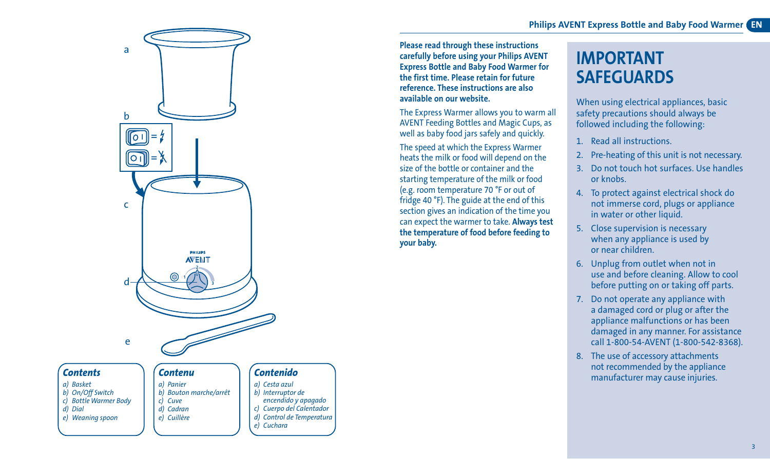a

b

c

d

e

### *Contents*

*a) Basket*
*b) On/Off Switch*
*c) Bottle Warmer Body*
*d) Dial*
*e) Weaning spoon*

### *Contenu*

*a) Panier*
*b) Bouton marche/arrêt*
*c) Cuve*
*d) Cadran*
*e) Cuillère*

### *Contenido*

*a) Cesta azul*
*b) Interruptor de encendido y apagado*
*c) Cuerpo del Calentador*
*d) Control de Temperatura*
*e) Cuchara*

**Please read through these instructions carefully before using your Philips AVENT Express Bottle and Baby Food Warmer for the first time. Please retain for future reference. These instructions are also available on our website.**

The Express Warmer allows you to warm all AVENT Feeding Bottles and Magic Cups, as well as baby food jars safely and quickly.

The speed at which the Express Warmer heats the milk or food will depend on the size of the bottle or container and the starting temperature of the milk or food (e.g. room temperature 70 °F or out of fridge 40 °F). The guide at the end of this section gives an indication of the time you can expect the warmer to take. **Always test the temperature of food before feeding to your baby.**

# IMPORTANT SAFEGUARDS

When using electrical appliances, basic safety precautions should always be followed including the following:

1. Read all instructions.
2. Pre-heating of this unit is not necessary.
3. Do not touch hot surfaces. Use handles or knobs.
4. To protect against electrical shock do not immerse cord, plugs or appliance in water or other liquid.
5. Close supervision is necessary when any appliance is used by or near children.
6. Unplug from outlet when not in use and before cleaning. Allow to cool before putting on or taking off parts.
7. Do not operate any appliance with a damaged cord or plug or after the appliance malfunctions or has been damaged in any manner. For assistance call 1-800-54-AVENT (1-800-542-8368).
8. The use of accessory attachments not recommended by the appliance manufacturer may cause injuries.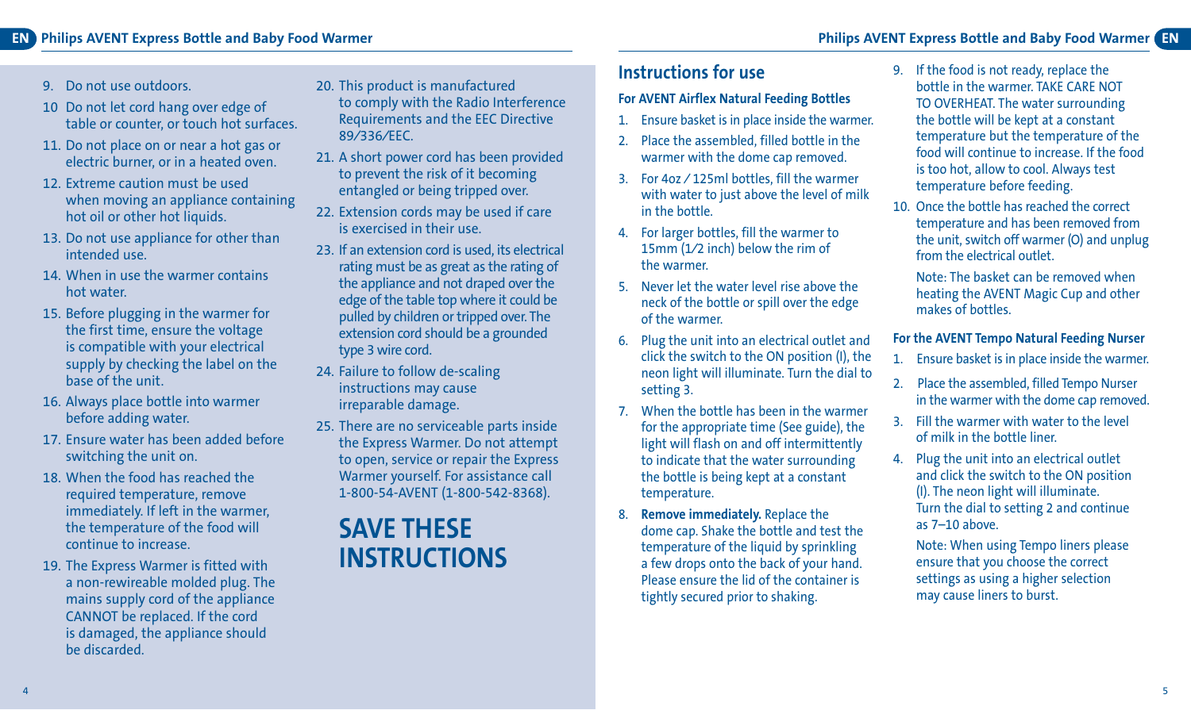9. Do not use outdoors.
10 Do not let cord hang over edge of table or counter, or touch hot surfaces.
11. Do not place on or near a hot gas or electric burner, or in a heated oven.
12. Extreme caution must be used when moving an appliance containing hot oil or other hot liquids.
13. Do not use appliance for other than intended use.
14. When in use the warmer contains hot water.
15. Before plugging in the warmer for the first time, ensure the voltage is compatible with your electrical supply by checking the label on the base of the unit.
16. Always place bottle into warmer before adding water.
17. Ensure water has been added before switching the unit on.
18. When the food has reached the required temperature, remove immediately. If left in the warmer, the temperature of the food will continue to increase.
19. The Express Warmer is fitted with a non-rewireable molded plug. The mains supply cord of the appliance CANNOT be replaced. If the cord is damaged, the appliance should be discarded.
20. This product is manufactured to comply with the Radio Interference Requirements and the EEC Directive 89/336/EEC.
21. A short power cord has been provided to prevent the risk of it becoming entangled or being tripped over.
22. Extension cords may be used if care is exercised in their use.
23. If an extension cord is used, its electrical rating must be as great as the rating of the appliance and not draped over the edge of the table top where it could be pulled by children or tripped over. The extension cord should be a grounded type 3 wire cord.
24. Failure to follow de-scaling instructions may cause irreparable damage.
25. There are no serviceable parts inside the Express Warmer. Do not attempt to open, service or repair the Express Warmer yourself. For assistance call 1-800-54-AVENT (1-800-542-8368).

# SAVE THESE INSTRUCTIONS

## Instructions for use

### For AVENT Airflex Natural Feeding Bottles

1. Ensure basket is in place inside the warmer.
2. Place the assembled, filled bottle in the warmer with the dome cap removed.
3. For 4oz / 125ml bottles, fill the warmer with water to just above the level of milk in the bottle.
4. For larger bottles, fill the warmer to 15mm (1/2 inch) below the rim of the warmer.
5. Never let the water level rise above the neck of the bottle or spill over the edge of the warmer.
6. Plug the unit into an electrical outlet and click the switch to the ON position (I), the neon light will illuminate. Turn the dial to setting 3.
7. When the bottle has been in the warmer for the appropriate time (See guide), the light will flash on and off intermittently to indicate that the water surrounding the bottle is being kept at a constant temperature.
8. **Remove immediately.** Replace the dome cap. Shake the bottle and test the temperature of the liquid by sprinkling a few drops onto the back of your hand. Please ensure the lid of the container is tightly secured prior to shaking.
9. If the food is not ready, replace the bottle in the warmer. TAKE CARE NOT TO OVERHEAT. The water surrounding the bottle will be kept at a constant temperature but the temperature of the food will continue to increase. If the food is too hot, allow to cool. Always test temperature before feeding.
10. Once the bottle has reached the correct temperature and has been removed from the unit, switch off warmer (O) and unplug from the electrical outlet.

    Note: The basket can be removed when heating the AVENT Magic Cup and other makes of bottles.

### For the AVENT Tempo Natural Feeding Nurser

1. Ensure basket is in place inside the warmer.
2. Place the assembled, filled Tempo Nurser in the warmer with the dome cap removed.
3. Fill the warmer with water to the level of milk in the bottle liner.
4. Plug the unit into an electrical outlet and click the switch to the ON position (I). The neon light will illuminate. Turn the dial to setting 2 and continue as 7–10 above.

    Note: When using Tempo liners please ensure that you choose the correct settings as using a higher selection may cause liners to burst.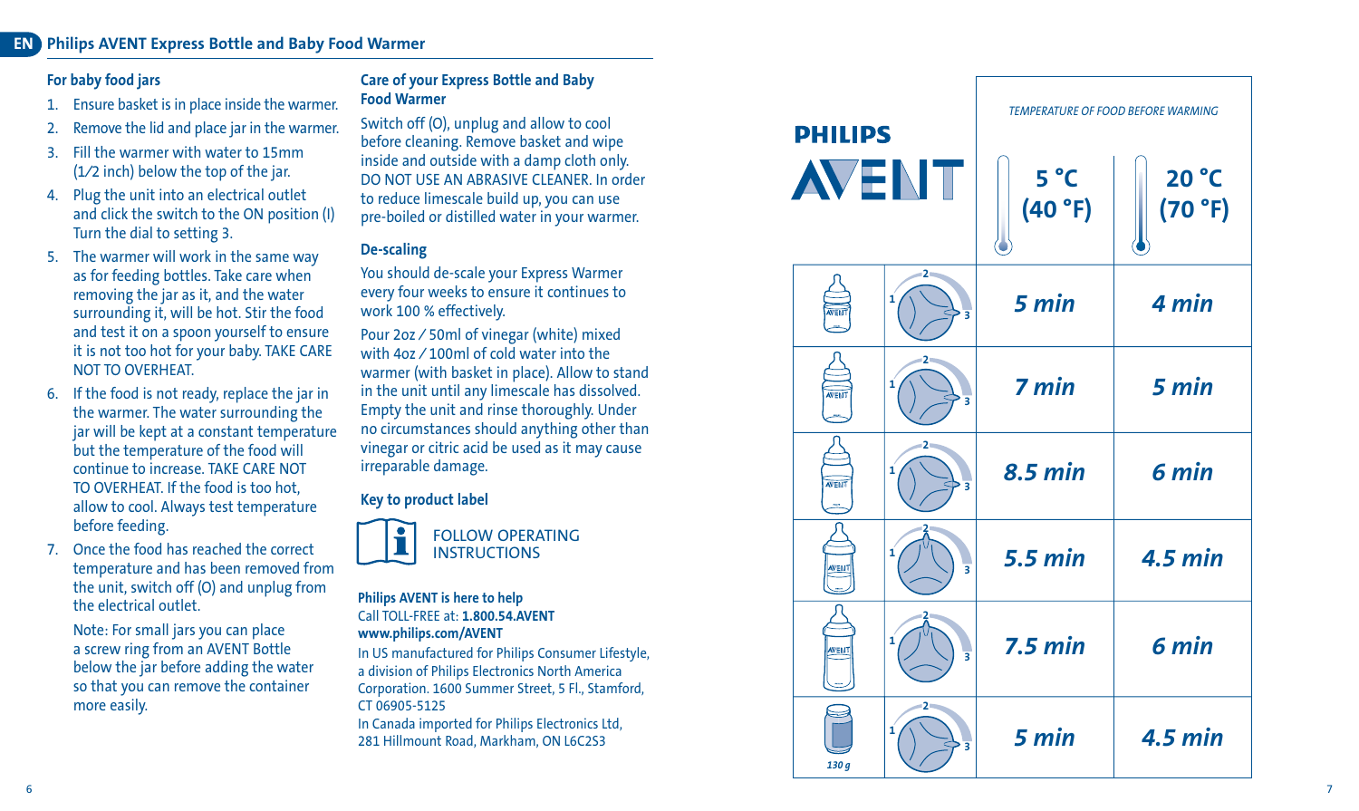## For baby food jars

1. Ensure basket is in place inside the warmer.
2. Remove the lid and place jar in the warmer.
3. Fill the warmer with water to 15mm (1⁄2 inch) below the top of the jar.
4. Plug the unit into an electrical outlet and click the switch to the ON position (I) Turn the dial to setting 3.
5. The warmer will work in the same way as for feeding bottles. Take care when removing the jar as it, and the water surrounding it, will be hot. Stir the food and test it on a spoon yourself to ensure it is not too hot for your baby. TAKE CARE NOT TO OVERHEAT.
6. If the food is not ready, replace the jar in the warmer. The water surrounding the jar will be kept at a constant temperature but the temperature of the food will continue to increase. TAKE CARE NOT TO OVERHEAT. If the food is too hot, allow to cool. Always test temperature before feeding.
7. Once the food has reached the correct temperature and has been removed from the unit, switch off (O) and unplug from the electrical outlet.

   Note: For small jars you can place a screw ring from an AVENT Bottle below the jar before adding the water so that you can remove the container more easily.

## Care of your Express Bottle and Baby Food Warmer

Switch off (O), unplug and allow to cool before cleaning. Remove basket and wipe inside and outside with a damp cloth only. DO NOT USE AN ABRASIVE CLEANER. In order to reduce limescale build up, you can use pre-boiled or distilled water in your warmer.

## De-scaling

You should de-scale your Express Warmer every four weeks to ensure it continues to work 100 % effectively.

Pour 2oz / 50ml of vinegar (white) mixed with 4oz / 100ml of cold water into the warmer (with basket in place). Allow to stand in the unit until any limescale has dissolved. Empty the unit and rinse thoroughly. Under no circumstances should anything other than vinegar or citric acid be used as it may cause irreparable damage.

## Key to product label

FOLLOW OPERATING INSTRUCTIONS

**Philips AVENT is here to help**
Call TOLL-FREE at: **1.800.54.AVENT**
**www.philips.com/AVENT**

In US manufactured for Philips Consumer Lifestyle, a division of Philips Electronics North America Corporation. 1600 Summer Street, 5 Fl., Stamford, CT 06905-5125

In Canada imported for Philips Electronics Ltd, 281 Hillmount Road, Markham, ON L6C2S3

**PHILIPS AVENT**

| | | *TEMPERATURE OF FOOD BEFORE WARMING* | |
|---|---|---|---|
| | | **5 °C (40 °F)** | **20 °C (70 °F)** |
| AVENT bottle | Dial setting 3 | *5 min* | *4 min* |
| AVENT bottle | Dial setting 3 | *7 min* | *5 min* |
| AVENT bottle | Dial setting 3 | *8.5 min* | *6 min* |
| AVENT bottle | Dial setting 2 | *5.5 min* | *4.5 min* |
| AVENT bottle | Dial setting 2 | *7.5 min* | *6 min* |
| 130 g jar | Dial setting 3 | *5 min* | *4.5 min* |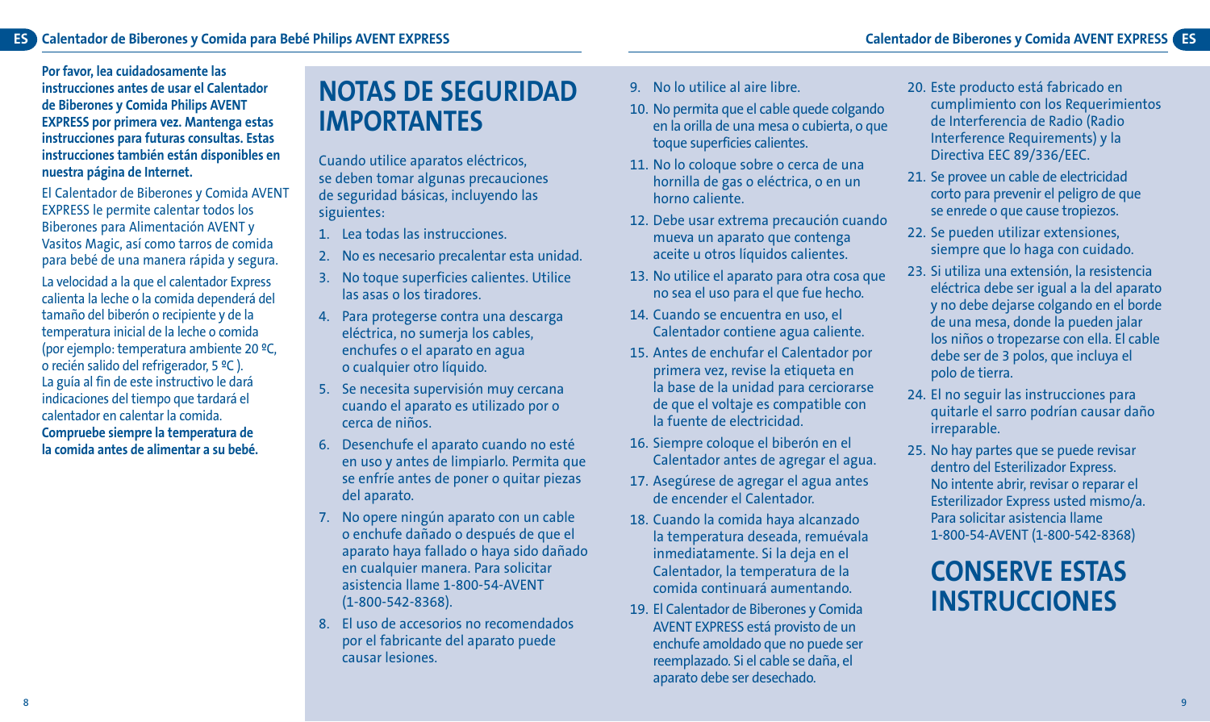**Por favor, lea cuidadosamente las instrucciones antes de usar el Calentador de Biberones y Comida Philips AVENT EXPRESS por primera vez. Mantenga estas instrucciones para futuras consultas. Estas instrucciones también están disponibles en nuestra página de Internet.**

El Calentador de Biberones y Comida AVENT EXPRESS le permite calentar todos los Biberones para Alimentación AVENT y Vasitos Magic, así como tarros de comida para bebé de una manera rápida y segura.

La velocidad a la que el calentador Express calienta la leche o la comida dependerá del tamaño del biberón o recipiente y de la temperatura inicial de la leche o comida (por ejemplo: temperatura ambiente 20 ºC, o recién salido del refrigerador, 5 ºC ). La guía al fin de este instructivo le dará indicaciones del tiempo que tardará el calentador en calentar la comida. **Compruebe siempre la temperatura de la comida antes de alimentar a su bebé.**

# NOTAS DE SEGURIDAD IMPORTANTES

Cuando utilice aparatos eléctricos, se deben tomar algunas precauciones de seguridad básicas, incluyendo las siguientes:

1. Lea todas las instrucciones.
2. No es necesario precalentar esta unidad.
3. No toque superficies calientes. Utilice las asas o los tiradores.
4. Para protegerse contra una descarga eléctrica, no sumerja los cables, enchufes o el aparato en agua o cualquier otro líquido.
5. Se necesita supervisión muy cercana cuando el aparato es utilizado por o cerca de niños.
6. Desenchufe el aparato cuando no esté en uso y antes de limpiarlo. Permita que se enfríe antes de poner o quitar piezas del aparato.
7. No opere ningún aparato con un cable o enchufe dañado o después de que el aparato haya fallado o haya sido dañado en cualquier manera. Para solicitar asistencia llame 1-800-54-AVENT (1-800-542-8368).
8. El uso de accesorios no recomendados por el fabricante del aparato puede causar lesiones.
9. No lo utilice al aire libre.
10. No permita que el cable quede colgando en la orilla de una mesa o cubierta, o que toque superficies calientes.
11. No lo coloque sobre o cerca de una hornilla de gas o eléctrica, o en un horno caliente.
12. Debe usar extrema precaución cuando mueva un aparato que contenga aceite u otros líquidos calientes.
13. No utilice el aparato para otra cosa que no sea el uso para el que fue hecho.
14. Cuando se encuentra en uso, el Calentador contiene agua caliente.
15. Antes de enchufar el Calentador por primera vez, revise la etiqueta en la base de la unidad para cerciorarse de que el voltaje es compatible con la fuente de electricidad.
16. Siempre coloque el biberón en el Calentador antes de agregar el agua.
17. Asegúrese de agregar el agua antes de encender el Calentador.
18. Cuando la comida haya alcanzado la temperatura deseada, remuévala inmediatamente. Si la deja en el Calentador, la temperatura de la comida continuará aumentando.
19. El Calentador de Biberones y Comida AVENT EXPRESS está provisto de un enchufe amoldado que no puede ser reemplazado. Si el cable se daña, el aparato debe ser desechado.
20. Este producto está fabricado en cumplimiento con los Requerimientos de Interferencia de Radio (Radio Interference Requirements) y la Directiva EEC 89/336/EEC.
21. Se provee un cable de electricidad corto para prevenir el peligro de que se enrede o que cause tropiezos.
22. Se pueden utilizar extensiones, siempre que lo haga con cuidado.
23. Si utiliza una extensión, la resistencia eléctrica debe ser igual a la del aparato y no debe dejarse colgando en el borde de una mesa, donde la pueden jalar los niños o tropezarse con ella. El cable debe ser de 3 polos, que incluya el polo de tierra.
24. El no seguir las instrucciones para quitarle el sarro podrían causar daño irreparable.
25. No hay partes que se puede revisar dentro del Esterilizador Express. No intente abrir, revisar o reparar el Esterilizador Express usted mismo/a. Para solicitar asistencia llame 1-800-54-AVENT (1-800-542-8368)

# CONSERVE ESTAS INSTRUCCIONES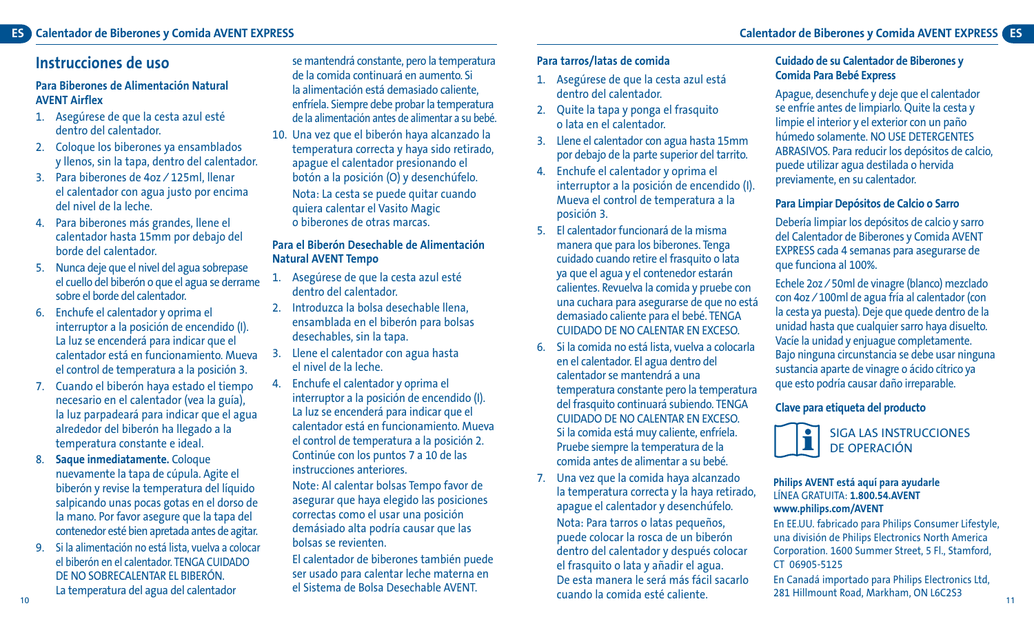## Instrucciones de uso

### Para Biberones de Alimentación Natural AVENT Airflex

1. Asegúrese de que la cesta azul esté dentro del calentador.
2. Coloque los biberones ya ensamblados y llenos, sin la tapa, dentro del calentador.
3. Para biberones de 4oz / 125ml, llenar el calentador con agua justo por encima del nivel de la leche.
4. Para biberones más grandes, llene el calentador hasta 15mm por debajo del borde del calentador.
5. Nunca deje que el nivel del agua sobrepase el cuello del biberón o que el agua se derrame sobre el borde del calentador.
6. Enchufe el calentador y oprima el interruptor a la posición de encendido (I). La luz se encenderá para indicar que el calentador está en funcionamiento. Mueva el control de temperatura a la posición 3.
7. Cuando el biberón haya estado el tiempo necesario en el calentador (vea la guía), la luz parpadeará para indicar que el agua alrededor del biberón ha llegado a la temperatura constante e ideal.
8. **Saque inmediatamente.** Coloque nuevamente la tapa de cúpula. Agite el biberón y revise la temperatura del líquido salpicando unas pocas gotas en el dorso de la mano. Por favor asegure que la tapa del contenedor esté bien apretada antes de agitar.
9. Si la alimentación no está lista, vuelva a colocar el biberón en el calentador. TENGA CUIDADO DE NO SOBRECALENTAR EL BIBERÓN. La temperatura del agua del calentador se mantendrá constante, pero la temperatura de la comida continuará en aumento. Si la alimentación está demasiado caliente, enfríela. Siempre debe probar la temperatura de la alimentación antes de alimentar a su bebé.
10. Una vez que el biberón haya alcanzado la temperatura correcta y haya sido retirado, apague el calentador presionando el botón a la posición (O) y desenchúfelo.

    Nota: La cesta se puede quitar cuando quiera calentar el Vasito Magic o biberones de otras marcas.

### Para el Biberón Desechable de Alimentación Natural AVENT Tempo

1. Asegúrese de que la cesta azul esté dentro del calentador.
2. Introduzca la bolsa desechable llena, ensamblada en el biberón para bolsas desechables, sin la tapa.
3. Llene el calentador con agua hasta el nivel de la leche.
4. Enchufe el calentador y oprima el interruptor a la posición de encendido (I). La luz se encenderá para indicar que el calentador está en funcionamiento. Mueva el control de temperatura a la posición 2. Continúe con los puntos 7 a 10 de las instrucciones anteriores.

   Note: Al calentar bolsas Tempo favor de asegurar que haya elegido las posiciones correctas como el usar una posición demásiado alta podría causar que las bolsas se revienten.

   El calentador de biberones también puede ser usado para calentar leche materna en el Sistema de Bolsa Desechable AVENT.

### Para tarros/latas de comida

1. Asegúrese de que la cesta azul está dentro del calentador.
2. Quite la tapa y ponga el frasquito o lata en el calentador.
3. Llene el calentador con agua hasta 15mm por debajo de la parte superior del tarrito.
4. Enchufe el calentador y oprima el interruptor a la posición de encendido (I). Mueva el control de temperatura a la posición 3.
5. El calentador funcionará de la misma manera que para los biberones. Tenga cuidado cuando retire el frasquito o lata ya que el agua y el contenedor estarán calientes. Revuelva la comida y pruebe con una cuchara para asegurarse de que no está demasiado caliente para el bebé. TENGA CUIDADO DE NO CALENTAR EN EXCESO.
6. Si la comida no está lista, vuelva a colocarla en el calentador. El agua dentro del calentador se mantendrá a una temperatura constante pero la temperatura del frasquito continuará subiendo. TENGA CUIDADO DE NO CALENTAR EN EXCESO. Si la comida está muy caliente, enfríela. Pruebe siempre la temperatura de la comida antes de alimentar a su bebé.
7. Una vez que la comida haya alcanzado la temperatura correcta y la haya retirado, apague el calentador y desenchúfelo.

   Nota: Para tarros o latas pequeños, puede colocar la rosca de un biberón dentro del calentador y después colocar el frasquito o lata y añadir el agua. De esta manera le será más fácil sacarlo cuando la comida esté caliente.

### Cuidado de su Calentador de Biberones y Comida Para Bebé Express

Apague, desenchufe y deje que el calentador se enfríe antes de limpiarlo. Quite la cesta y limpie el interior y el exterior con un paño húmedo solamente. NO USE DETERGENTES ABRASIVOS. Para reducir los depósitos de calcio, puede utilizar agua destilada o hervida previamente, en su calentador.

### Para Limpiar Depósitos de Calcio o Sarro

Debería limpiar los depósitos de calcio y sarro del Calentador de Biberones y Comida AVENT EXPRESS cada 4 semanas para asegurarse de que funciona al 100%.

Echele 2oz / 50ml de vinagre (blanco) mezclado con 4oz / 100ml de agua fría al calentador (con la cesta ya puesta). Deje que quede dentro de la unidad hasta que cualquier sarro haya disuelto. Vacíe la unidad y enjuague completamente. Bajo ninguna circunstancia se debe usar ninguna sustancia aparte de vinagre o ácido cítrico ya que esto podría causar daño irreparable.

### Clave para etiqueta del producto

SIGA LAS INSTRUCCIONES DE OPERACIÓN

**Philips AVENT está aquí para ayudarle**
LÍNEA GRATUITA: **1.800.54.AVENT**
**www.philips.com/AVENT**

En EE.UU. fabricado para Philips Consumer Lifestyle, una división de Philips Electronics North America Corporation. 1600 Summer Street, 5 Fl., Stamford, CT 06905-5125

En Canadá importado para Philips Electronics Ltd, 281 Hillmount Road, Markham, ON L6C2S3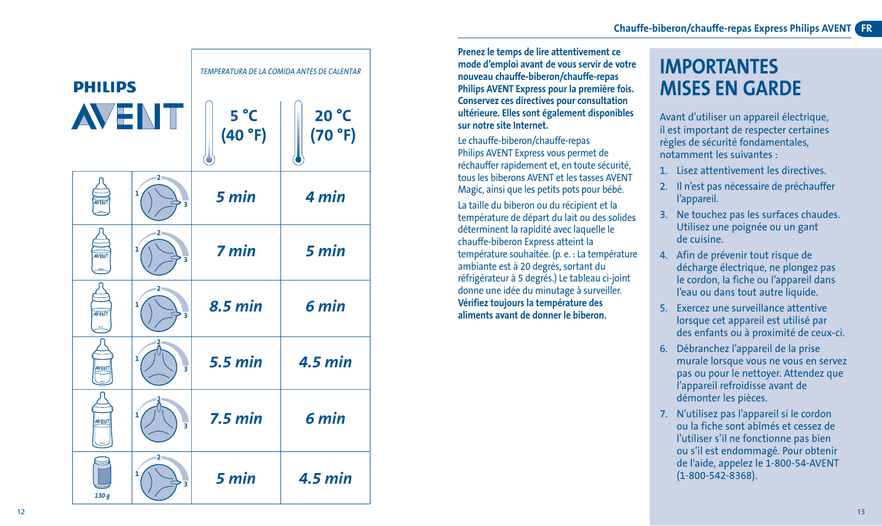**PHILIPS**

**AVENT**

| | | *TEMPERATURA DE LA COMIDA ANTES DE CALENTAR* | |
|---|---|---|---|
| | | 5 °C (40 °F) | 20 °C (70 °F) |
| | | *5 min* | *4 min* |
| | | *7 min* | *5 min* |
| | | *8.5 min* | *6 min* |
| | | *5.5 min* | *4.5 min* |
| | | *7.5 min* | *6 min* |
| *130 g* | | *5 min* | *4.5 min* |

**Prenez le temps de lire attentivement ce mode d'emploi avant de vous servir de votre nouveau chauffe-biberon/chauffe-repas Philips AVENT Express pour la première fois. Conservez ces directives pour consultation ultérieure. Elles sont également disponibles sur notre site Internet.**

Le chauffe-biberon/chauffe-repas Philips AVENT Express vous permet de réchauffer rapidement et, en toute sécurité, tous les biberons AVENT et les tasses AVENT Magic, ainsi que les petits pots pour bébé.

La taille du biberon ou du récipient et la température de départ du lait ou des solides déterminent la rapidité avec laquelle le chauffe-biberon Express atteint la température souhaitée. (p. e. : La température ambiante est à 20 degrés, sortant du réfrigérateur à 5 degrés.) Le tableau ci-joint donne une idée du minutage à surveiller. **Vérifiez toujours la température des aliments avant de donner le biberon.**

# IMPORTANTES MISES EN GARDE

Avant d'utiliser un appareil électrique, il est important de respecter certaines règles de sécurité fondamentales, notamment les suivantes :

1. Lisez attentivement les directives.
2. Il n'est pas nécessaire de préchauffer l'appareil.
3. Ne touchez pas les surfaces chaudes. Utilisez une poignée ou un gant de cuisine.
4. Afin de prévenir tout risque de décharge électrique, ne plongez pas le cordon, la fiche ou l'appareil dans l'eau ou dans tout autre liquide.
5. Exercez une surveillance attentive lorsque cet appareil est utilisé par des enfants ou à proximité de ceux-ci.
6. Débranchez l'appareil de la prise murale lorsque vous ne vous en servez pas ou pour le nettoyer. Attendez que l'appareil refroidisse avant de démonter les pièces.
7. N'utilisez pas l'appareil si le cordon ou la fiche sont abîmés et cessez de l'utiliser s'il ne fonctionne pas bien ou s'il est endommagé. Pour obtenir de l'aide, appelez le 1-800-54-AVENT (1-800-542-8368).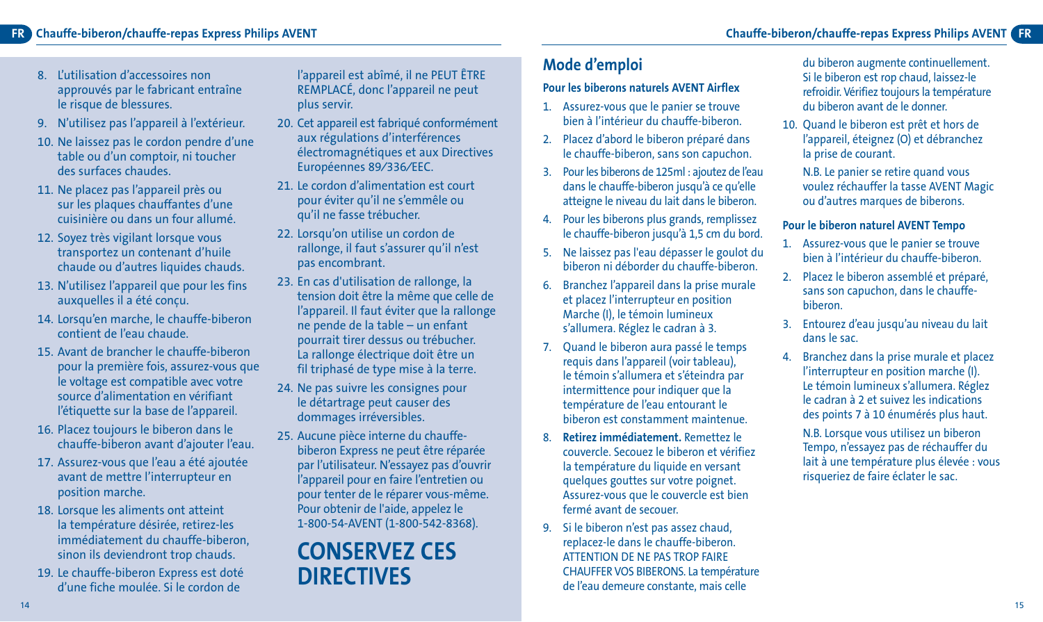8. L'utilisation d'accessoires non approuvés par le fabricant entraîne le risque de blessures.
9. N'utilisez pas l'appareil à l'extérieur.
10. Ne laissez pas le cordon pendre d'une table ou d'un comptoir, ni toucher des surfaces chaudes.
11. Ne placez pas l'appareil près ou sur les plaques chauffantes d'une cuisinière ou dans un four allumé.
12. Soyez très vigilant lorsque vous transportez un contenant d'huile chaude ou d'autres liquides chauds.
13. N'utilisez l'appareil que pour les fins auxquelles il a été conçu.
14. Lorsqu'en marche, le chauffe-biberon contient de l'eau chaude.
15. Avant de brancher le chauffe-biberon pour la première fois, assurez-vous que le voltage est compatible avec votre source d'alimentation en vérifiant l'étiquette sur la base de l'appareil.
16. Placez toujours le biberon dans le chauffe-biberon avant d'ajouter l'eau.
17. Assurez-vous que l'eau a été ajoutée avant de mettre l'interrupteur en position marche.
18. Lorsque les aliments ont atteint la température désirée, retirez-les immédiatement du chauffe-biberon, sinon ils deviendront trop chauds.
19. Le chauffe-biberon Express est doté d'une fiche moulée. Si le cordon de l'appareil est abîmé, il ne PEUT ÊTRE REMPLACÉ, donc l'appareil ne peut plus servir.
20. Cet appareil est fabriqué conformément aux régulations d'interférences électromagnétiques et aux Directives Européennes 89/336/EEC.
21. Le cordon d'alimentation est court pour éviter qu'il ne s'emmêle ou qu'il ne fasse trébucher.
22. Lorsqu'on utilise un cordon de rallonge, il faut s'assurer qu'il n'est pas encombrant.
23. En cas d'utilisation de rallonge, la tension doit être la même que celle de l'appareil. Il faut éviter que la rallonge ne pende de la table – un enfant pourrait tirer dessus ou trébucher. La rallonge électrique doit être un fil triphasé de type mise à la terre.
24. Ne pas suivre les consignes pour le détartrage peut causer des dommages irréversibles.
25. Aucune pièce interne du chauffe-biberon Express ne peut être réparée par l'utilisateur. N'essayez pas d'ouvrir l'appareil pour en faire l'entretien ou pour tenter de le réparer vous-même. Pour obtenir de l'aide, appelez le 1-800-54-AVENT (1-800-542-8368).

# CONSERVEZ CES DIRECTIVES

## Mode d'emploi

### Pour les biberons naturels AVENT Airflex

1. Assurez-vous que le panier se trouve bien à l'intérieur du chauffe-biberon.
2. Placez d'abord le biberon préparé dans le chauffe-biberon, sans son capuchon.
3. Pour les biberons de 125ml : ajoutez de l'eau dans le chauffe-biberon jusqu'à ce qu'elle atteigne le niveau du lait dans le biberon.
4. Pour les biberons plus grands, remplissez le chauffe-biberon jusqu'à 1,5 cm du bord.
5. Ne laissez pas l'eau dépasser le goulot du biberon ni déborder du chauffe-biberon.
6. Branchez l'appareil dans la prise murale et placez l'interrupteur en position Marche (I), le témoin lumineux s'allumera. Réglez le cadran à 3.
7. Quand le biberon aura passé le temps requis dans l'appareil (voir tableau), le témoin s'allumera et s'éteindra par intermittence pour indiquer que la température de l'eau entourant le biberon est constamment maintenue.
8. **Retirez immédiatement.** Remettez le couvercle. Secouez le biberon et vérifiez la température du liquide en versant quelques gouttes sur votre poignet. Assurez-vous que le couvercle est bien fermé avant de secouer.
9. Si le biberon n'est pas assez chaud, replacez-le dans le chauffe-biberon. ATTENTION DE NE PAS TROP FAIRE CHAUFFER VOS BIBERONS. La température de l'eau demeure constante, mais celle du biberon augmente continuellement. Si le biberon est rop chaud, laissez-le refroidir. Vérifiez toujours la température du biberon avant de le donner.
10. Quand le biberon est prêt et hors de l'appareil, éteignez (O) et débranchez la prise de courant.

    N.B. Le panier se retire quand vous voulez réchauffer la tasse AVENT Magic ou d'autres marques de biberons.

### Pour le biberon naturel AVENT Tempo

1. Assurez-vous que le panier se trouve bien à l'intérieur du chauffe-biberon.
2. Placez le biberon assemblé et préparé, sans son capuchon, dans le chauffe-biberon.
3. Entourez d'eau jusqu'au niveau du lait dans le sac.
4. Branchez dans la prise murale et placez l'interrupteur en position marche (I). Le témoin lumineux s'allumera. Réglez le cadran à 2 et suivez les indications des points 7 à 10 énumérés plus haut.

   N.B. Lorsque vous utilisez un biberon Tempo, n'essayez pas de réchauffer du lait à une température plus élevée : vous risqueriez de faire éclater le sac.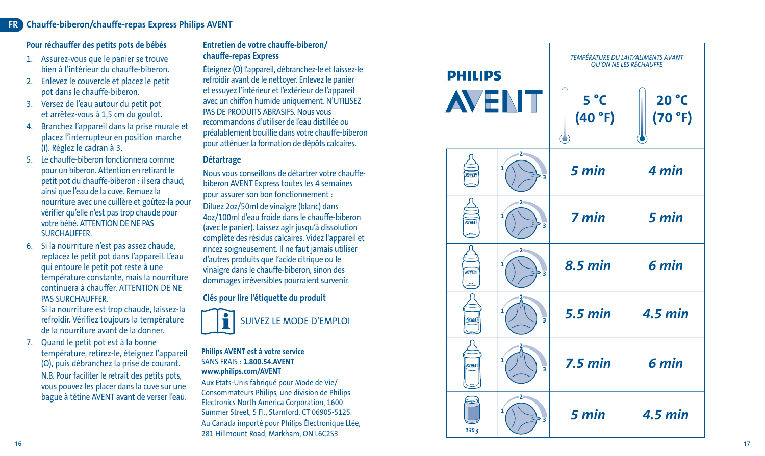## Chauffe-biberon/chauffe-repas Express Philips AVENT

### Pour réchauffer des petits pots de bébés

1. Assurez-vous que le panier se trouve bien à l'intérieur du chauffe-biberon.
2. Enlevez le couvercle et placez le petit pot dans le chauffe-biberon.
3. Versez de l'eau autour du petit pot et arrêtez-vous à 1,5 cm du goulot.
4. Branchez l'appareil dans la prise murale et placez l'interrupteur en position marche (I). Réglez le cadran à 3.
5. Le chauffe-biberon fonctionnera comme pour un biberon. Attention en retirant le petit pot du chauffe-biberon : il sera chaud, ainsi que l'eau de la cuve. Remuez la nourriture avec une cuillère et goûtez-la pour vérifier qu'elle n'est pas trop chaude pour votre bébé. ATTENTION DE NE PAS SURCHAUFFER.
6. Si la nourriture n'est pas assez chaude, replacez le petit pot dans l'appareil. L'eau qui entoure le petit pot reste à une température constante, mais la nourriture continuera à chauffer. ATTENTION DE NE PAS SURCHAUFFER.
   Si la nourriture est trop chaude, laissez-la refroidir. Vérifiez toujours la température de la nourriture avant de la donner.
7. Quand le petit pot est à la bonne température, retirez-le, éteignez l'appareil (O), puis débranchez la prise de courant.
   N.B. Pour faciliter le retrait des petits pots, vous pouvez les placer dans la cuve sur une bague à tétine AVENT avant de verser l'eau.

### Entretien de votre chauffe-biberon/ chauffe-repas Express

Éteignez (O) l'appareil, débranchez-le et laissez-le refroidir avant de le nettoyer. Enlevez le panier et essuyez l'intérieur et l'extérieur de l'appareil avec un chiffon humide uniquement. N'UTILISEZ PAS DE PRODUITS ABRASIFS. Nous vous recommandons d'utiliser de l'eau distillée ou préalablement bouillie dans votre chauffe-biberon pour atténuer la formation de dépôts calcaires.

### Détartrage

Nous vous conseillons de détartrer votre chauffe-biberon AVENT Express toutes les 4 semaines pour assurer son bon fonctionnement :
Diluez 2oz/50ml de vinaigre (blanc) dans 4oz/100ml d'eau froide dans le chauffe-biberon (avec le panier). Laissez agir jusqu'à dissolution complète des résidus calcaires. Videz l'appareil et rincez soigneusement. Il ne faut jamais utiliser d'autres produits que l'acide citrique ou le vinaigre dans le chauffe-biberon, sinon des dommages irréversibles pourraient survenir.

### Clés pour lire l'étiquette du produit

SUIVEZ LE MODE D'EMPLOI

**Philips AVENT est à votre service**
SANS FRAIS : **1.800.54.AVENT**
**www.philips.com/AVENT**
Aux États-Unis fabriqué pour Mode de Vie/ Consommateurs Philips, une division de Philips Electronics North America Corporation, 1600 Summer Street, 5 Fl., Stamford, CT 06905-5125.
Au Canada importé pour Philips Électronique Ltée, 281 Hillmount Road, Markham, ON L6C2S3

**PHILIPS AVENT**

| | | TEMPÉRATURE DU LAIT/ALIMENTS AVANT QU'ON NE LES RÉCHAUFFE | |
|---|---|---|---|
| | | 5 °C (40 °F) | 20 °C (70 °F) |
| Biberon | Cadran 3 | *5 min* | *4 min* |
| Biberon | Cadran 3 | *7 min* | *5 min* |
| Biberon | Cadran 3 | *8.5 min* | *6 min* |
| Biberon | Cadran 3 | *5.5 min* | *4.5 min* |
| Biberon | Cadran 3 | *7.5 min* | *6 min* |
| Petit pot 130 g | Cadran 3 | *5 min* | *4.5 min* |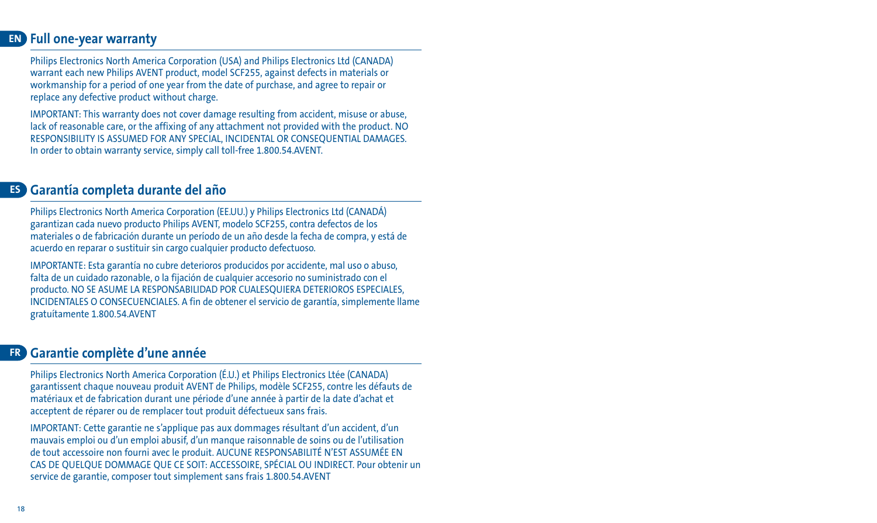## EN Full one-year warranty

Philips Electronics North America Corporation (USA) and Philips Electronics Ltd (CANADA) warrant each new Philips AVENT product, model SCF255, against defects in materials or workmanship for a period of one year from the date of purchase, and agree to repair or replace any defective product without charge.

IMPORTANT: This warranty does not cover damage resulting from accident, misuse or abuse, lack of reasonable care, or the affixing of any attachment not provided with the product. NO RESPONSIBILITY IS ASSUMED FOR ANY SPECIAL, INCIDENTAL OR CONSEQUENTIAL DAMAGES. In order to obtain warranty service, simply call toll-free 1.800.54.AVENT.

## ES Garantía completa durante del año

Philips Electronics North America Corporation (EE.UU.) y Philips Electronics Ltd (CANADÁ) garantizan cada nuevo producto Philips AVENT, modelo SCF255, contra defectos de los materiales o de fabricación durante un período de un año desde la fecha de compra, y está de acuerdo en reparar o sustituir sin cargo cualquier producto defectuoso.

IMPORTANTE: Esta garantía no cubre deterioros producidos por accidente, mal uso o abuso, falta de un cuidado razonable, o la fijación de cualquier accesorio no suministrado con el producto. NO SE ASUME LA RESPONSABILIDAD POR CUALESQUIERA DETERIOROS ESPECIALES, INCIDENTALES O CONSECUENCIALES. A fin de obtener el servicio de garantía, simplemente llame gratuítamente 1.800.54.AVENT

## FR Garantie complète d'une année

Philips Electronics North America Corporation (É.U.) et Philips Electronics Ltée (CANADA) garantissent chaque nouveau produit AVENT de Philips, modèle SCF255, contre les défauts de matériaux et de fabrication durant une période d'une année à partir de la date d'achat et acceptent de réparer ou de remplacer tout produit défectueux sans frais.

IMPORTANT: Cette garantie ne s'applique pas aux dommages résultant d'un accident, d'un mauvais emploi ou d'un emploi abusif, d'un manque raisonnable de soins ou de l'utilisation de tout accessoire non fourni avec le produit. AUCUNE RESPONSABILITÉ N'EST ASSUMÉE EN CAS DE QUELQUE DOMMAGE QUE CE SOIT: ACCESSOIRE, SPÉCIAL OU INDIRECT. Pour obtenir un service de garantie, composer tout simplement sans frais 1.800.54.AVENT